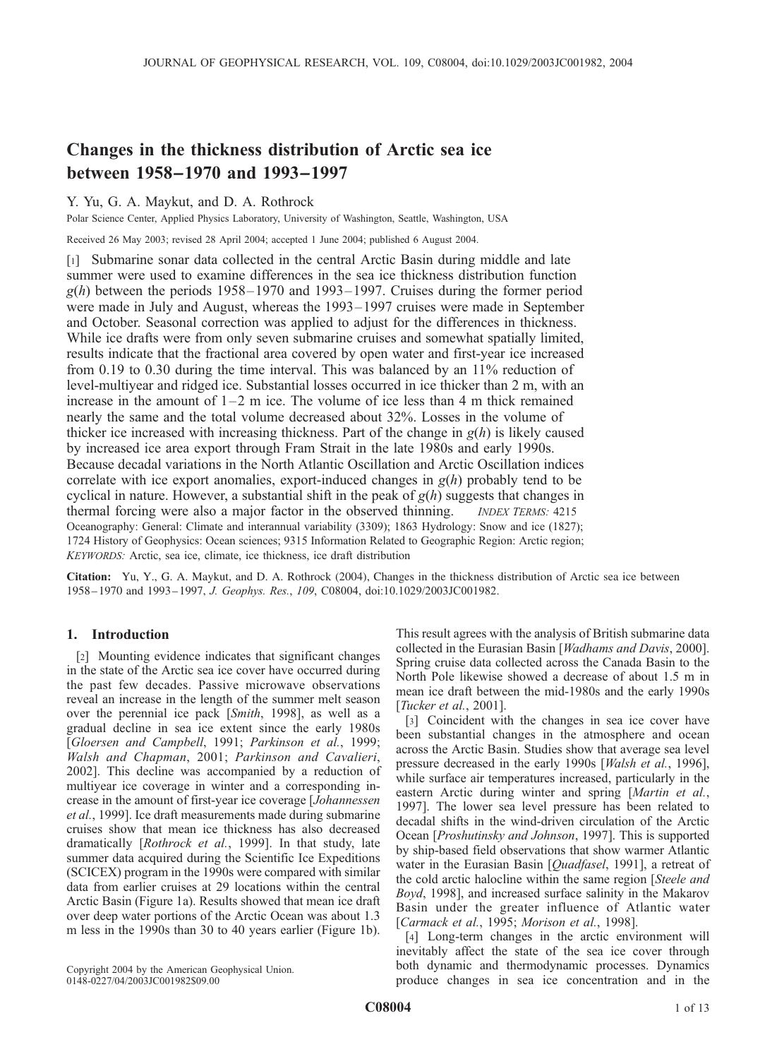# Changes in the thickness distribution of Arctic sea ice between 1958–1970 and 1993–1997

Y. Yu, G. A. Maykut, and D. A. Rothrock

Polar Science Center, Applied Physics Laboratory, University of Washington, Seattle, Washington, USA

Received 26 May 2003; revised 28 April 2004; accepted 1 June 2004; published 6 August 2004.

[1] Submarine sonar data collected in the central Arctic Basin during middle and late summer were used to examine differences in the sea ice thickness distribution function $g(h)$ between the periods 1958–1970 and 1993–1997. Cruises during the former period were made in July and August, whereas the 1993–1997 cruises were made in September and October. Seasonal correction was applied to adjust for the differences in thickness. While ice drafts were from only seven submarine cruises and somewhat spatially limited, results indicate that the fractional area covered by open water and first-year ice increased from 0.19 to 0.30 during the time interval. This was balanced by an 11% reduction of level-multiyear and ridged ice. Substantial losses occurred in ice thicker than 2 m, with an increase in the amount of 1–2 m ice. The volume of ice less than 4 m thick remained nearly the same and the total volume decreased about 32%. Losses in the volume of thicker ice increased with increasing thickness. Part of the change in $g(h)$ is likely caused by increased ice area export through Fram Strait in the late 1980s and early 1990s. Because decadal variations in the North Atlantic Oscillation and Arctic Oscillation indices correlate with ice export anomalies, export-induced changes in $g(h)$ probably tend to be cyclical in nature. However, a substantial shift in the peak of $g(h)$ suggests that changes in thermal forcing were also a major factor in the observed thinning. *INDEX TERMS:* 4215 Oceanography: General: Climate and interannual variability (3309); 1863 Hydrology: Snow and ice (1827); 1724 History of Geophysics: Ocean sciences; 9315 Information Related to Geographic Region: Arctic region; *KEYWORDS:* Arctic, sea ice, climate, ice thickness, ice draft distribution

**Citation:** Yu, Y., G. A. Maykut, and D. A. Rothrock (2004), Changes in the thickness distribution of Arctic sea ice between 1958–1970 and 1993–1997, *J. Geophys. Res.*, *109*, C08004, doi:10.1029/2003JC001982.

## 1. Introduction

[2] Mounting evidence indicates that significant changes in the state of the Arctic sea ice cover have occurred during the past few decades. Passive microwave observations reveal an increase in the length of the summer melt season over the perennial ice pack [*Smith*, 1998], as well as a gradual decline in sea ice extent since the early 1980s [*Gloersen and Campbell*, 1991; *Parkinson et al.*, 1999; *Walsh and Chapman*, 2001; *Parkinson and Cavalieri*, 2002]. This decline was accompanied by a reduction of multiyear ice coverage in winter and a corresponding increase in the amount of first-year ice coverage [*Johannessen et al.*, 1999]. Ice draft measurements made during submarine cruises show that mean ice thickness has also decreased dramatically [*Rothrock et al.*, 1999]. In that study, late summer data acquired during the Scientific Ice Expeditions (SCICEX) program in the 1990s were compared with similar data from earlier cruises at 29 locations within the central Arctic Basin (Figure 1a). Results showed that mean ice draft over deep water portions of the Arctic Ocean was about 1.3 m less in the 1990s than 30 to 40 years earlier (Figure 1b). This result agrees with the analysis of British submarine data collected in the Eurasian Basin [*Wadhams and Davis*, 2000]. Spring cruise data collected across the Canada Basin to the North Pole likewise showed a decrease of about 1.5 m in mean ice draft between the mid-1980s and the early 1990s [*Tucker et al.*, 2001].

[3] Coincident with the changes in sea ice cover have been substantial changes in the atmosphere and ocean across the Arctic Basin. Studies show that average sea level pressure decreased in the early 1990s [*Walsh et al.*, 1996], while surface air temperatures increased, particularly in the eastern Arctic during winter and spring [*Martin et al.*, 1997]. The lower sea level pressure has been related to decadal shifts in the wind-driven circulation of the Arctic Ocean [*Proshutinsky and Johnson*, 1997]. This is supported by ship-based field observations that show warmer Atlantic water in the Eurasian Basin [*Quadfasel*, 1991], a retreat of the cold arctic halocline within the same region [*Steele and Boyd*, 1998], and increased surface salinity in the Makarov Basin under the greater influence of Atlantic water [*Carmack et al.*, 1995; *Morison et al.*, 1998].

[4] Long-term changes in the arctic environment will inevitably affect the state of the sea ice cover through both dynamic and thermodynamic processes. Dynamics produce changes in sea ice concentration and in the

Copyright 2004 by the American Geophysical Union.
0148-0227/04/2003JC001982$09.00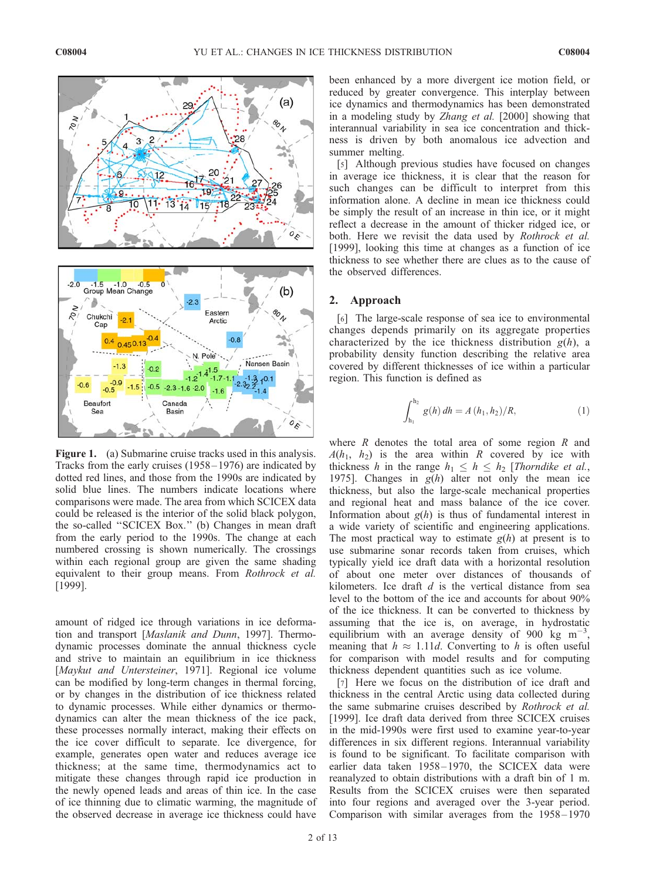**Figure 1.** (a) Submarine cruise tracks used in this analysis. Tracks from the early cruises (1958–1976) are indicated by dotted red lines, and those from the 1990s are indicated by solid blue lines. The numbers indicate locations where comparisons were made. The area from which SCICEX data could be released is the interior of the solid black polygon, the so-called "SCICEX Box." (b) Changes in mean draft from the early period to the 1990s. The change at each numbered crossing is shown numerically. The crossings within each regional group are given the same shading equivalent to their group means. From *Rothrock et al.* [1999].

amount of ridged ice through variations in ice deformation and transport [*Maslanik and Dunn*, 1997]. Thermodynamic processes dominate the annual thickness cycle and strive to maintain an equilibrium in ice thickness [*Maykut and Untersteiner*, 1971]. Regional ice volume can be modified by long-term changes in thermal forcing, or by changes in the distribution of ice thickness related to dynamic processes. While either dynamics or thermodynamics can alter the mean thickness of the ice pack, these processes normally interact, making their effects on the ice cover difficult to separate. Ice divergence, for example, generates open water and reduces average ice thickness; at the same time, thermodynamics act to mitigate these changes through rapid ice production in the newly opened leads and areas of thin ice. In the case of ice thinning due to climatic warming, the magnitude of the observed decrease in average ice thickness could have been enhanced by a more divergent ice motion field, or reduced by greater convergence. This interplay between ice dynamics and thermodynamics has been demonstrated in a modeling study by *Zhang et al.* [2000] showing that interannual variability in sea ice concentration and thickness is driven by both anomalous ice advection and summer melting.

[5] Although previous studies have focused on changes in average ice thickness, it is clear that the reason for such changes can be difficult to interpret from this information alone. A decline in mean ice thickness could be simply the result of an increase in thin ice, or it might reflect a decrease in the amount of thicker ridged ice, or both. Here we revisit the data used by *Rothrock et al.* [1999], looking this time at changes as a function of ice thickness to see whether there are clues as to the cause of the observed differences.

## 2. Approach

[6] The large-scale response of sea ice to environmental changes depends primarily on its aggregate properties characterized by the ice thickness distribution $g(h)$, a probability density function describing the relative area covered by different thicknesses of ice within a particular region. This function is defined as

$$\int_{h_1}^{h_2} g(h)\,dh = A(h_1, h_2)/R, \qquad (1)$$

where $R$ denotes the total area of some region $R$ and $A(h_1, h_2)$ is the area within $R$ covered by ice with thickness $h$ in the range $h_1 \le h \le h_2$ [*Thorndike et al.*, 1975]. Changes in $g(h)$ alter not only the mean ice thickness, but also the large-scale mechanical properties and regional heat and mass balance of the ice cover. Information about $g(h)$ is thus of fundamental interest in a wide variety of scientific and engineering applications. The most practical way to estimate $g(h)$ at present is to use submarine sonar records taken from cruises, which typically yield ice draft data with a horizontal resolution of about one meter over distances of thousands of kilometers. Ice draft $d$ is the vertical distance from sea level to the bottom of the ice and accounts for about 90% of the ice thickness. It can be converted to thickness by assuming that the ice is, on average, in hydrostatic equilibrium with an average density of 900 kg m$^{-3}$, meaning that $h \approx 1.11d$. Converting to $h$ is often useful for comparison with model results and for computing thickness dependent quantities such as ice volume.

[7] Here we focus on the distribution of ice draft and thickness in the central Arctic using data collected during the same submarine cruises described by *Rothrock et al.* [1999]. Ice draft data derived from three SCICEX cruises in the mid-1990s were first used to examine year-to-year differences in six different regions. Interannual variability is found to be significant. To facilitate comparison with earlier data taken 1958–1970, the SCICEX data were reanalyzed to obtain distributions with a draft bin of 1 m. Results from the SCICEX cruises were then separated into four regions and averaged over the 3-year period. Comparison with similar averages from the 1958–1970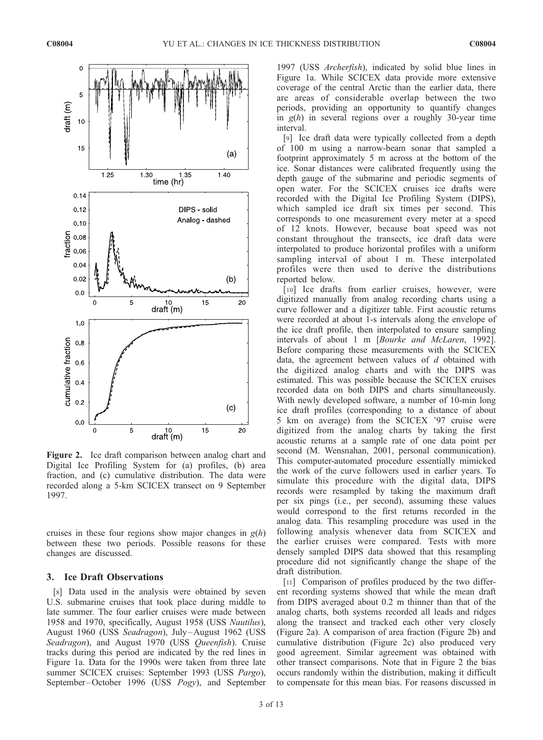**Figure 2.** Ice draft comparison between analog chart and Digital Ice Profiling System for (a) profiles, (b) area fraction, and (c) cumulative distribution. The data were recorded along a 5-km SCICEX transect on 9 September 1997.

cruises in these four regions show major changes in $g(h)$ between these two periods. Possible reasons for these changes are discussed.

## 3. Ice Draft Observations

[8] Data used in the analysis were obtained by seven U.S. submarine cruises that took place during middle to late summer. The four earlier cruises were made between 1958 and 1970, specifically, August 1958 (USS *Nautilus*), August 1960 (USS *Seadragon*), July–August 1962 (USS *Seadragon*), and August 1970 (USS *Queenfish*). Cruise tracks during this period are indicated by the red lines in Figure 1a. Data for the 1990s were taken from three late summer SCICEX cruises: September 1993 (USS *Pargo*), September–October 1996 (USS *Pogy*), and September 1997 (USS *Archerfish*), indicated by solid blue lines in Figure 1a. While SCICEX data provide more extensive coverage of the central Arctic than the earlier data, there are areas of considerable overlap between the two periods, providing an opportunity to quantify changes in $g(h)$ in several regions over a roughly 30-year time interval.

[9] Ice draft data were typically collected from a depth of 100 m using a narrow-beam sonar that sampled a footprint approximately 5 m across at the bottom of the ice. Sonar distances were calibrated frequently using the depth gauge of the submarine and periodic segments of open water. For the SCICEX cruises ice drafts were recorded with the Digital Ice Profiling System (DIPS), which sampled ice draft six times per second. This corresponds to one measurement every meter at a speed of 12 knots. However, because boat speed was not constant throughout the transects, ice draft data were interpolated to produce horizontal profiles with a uniform sampling interval of about 1 m. These interpolated profiles were then used to derive the distributions reported below.

[10] Ice drafts from earlier cruises, however, were digitized manually from analog recording charts using a curve follower and a digitizer table. First acoustic returns were recorded at about 1-s intervals along the envelope of the ice draft profile, then interpolated to ensure sampling intervals of about 1 m [*Bourke and McLaren*, 1992]. Before comparing these measurements with the SCICEX data, the agreement between values of $d$ obtained with the digitized analog charts and with the DIPS was estimated. This was possible because the SCICEX cruises recorded data on both DIPS and charts simultaneously. With newly developed software, a number of 10-min long ice draft profiles (corresponding to a distance of about 5 km on average) from the SCICEX '97 cruise were digitized from the analog charts by taking the first acoustic returns at a sample rate of one data point per second (M. Wensnahan, 2001, personal communication). This computer-automated procedure essentially mimicked the work of the curve followers used in earlier years. To simulate this procedure with the digital data, DIPS records were resampled by taking the maximum draft per six pings (i.e., per second), assuming these values would correspond to the first returns recorded in the analog data. This resampling procedure was used in the following analysis whenever data from SCICEX and the earlier cruises were compared. Tests with more densely sampled DIPS data showed that this resampling procedure did not significantly change the shape of the draft distribution.

[11] Comparison of profiles produced by the two different recording systems showed that while the mean draft from DIPS averaged about 0.2 m thinner than that of the analog charts, both systems recorded all leads and ridges along the transect and tracked each other very closely (Figure 2a). A comparison of area fraction (Figure 2b) and cumulative distribution (Figure 2c) also produced very good agreement. Similar agreement was obtained with other transect comparisons. Note that in Figure 2 the bias occurs randomly within the distribution, making it difficult to compensate for this mean bias. For reasons discussed in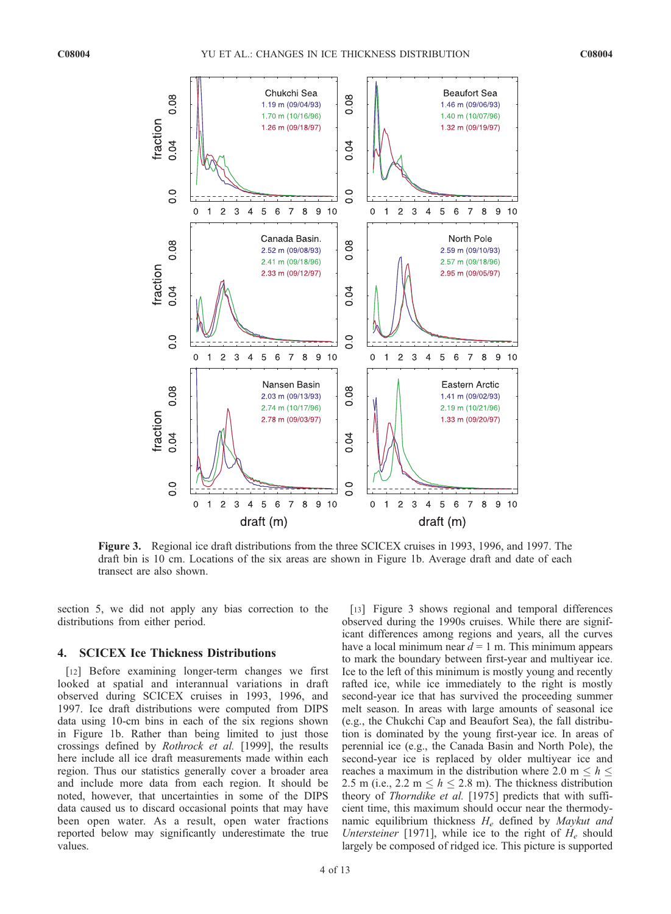Figure 3. Regional ice draft distributions from the three SCICEX cruises in 1993, 1996, and 1997. The draft bin is 10 cm. Locations of the six areas are shown in Figure 1b. Average draft and date of each transect are also shown.

section 5, we did not apply any bias correction to the distributions from either period.

## 4. SCICEX Ice Thickness Distributions

[12] Before examining longer-term changes we first looked at spatial and interannual variations in draft observed during SCICEX cruises in 1993, 1996, and 1997. Ice draft distributions were computed from DIPS data using 10-cm bins in each of the six regions shown in Figure 1b. Rather than being limited to just those crossings defined by *Rothrock et al.* [1999], the results here include all ice draft measurements made within each region. Thus our statistics generally cover a broader area and include more data from each region. It should be noted, however, that uncertainties in some of the DIPS data caused us to discard occasional points that may have been open water. As a result, open water fractions reported below may significantly underestimate the true values.

[13] Figure 3 shows regional and temporal differences observed during the 1990s cruises. While there are significant differences among regions and years, all the curves have a local minimum near $d = 1$ m. This minimum appears to mark the boundary between first-year and multiyear ice. Ice to the left of this minimum is mostly young and recently rafted ice, while ice immediately to the right is mostly second-year ice that has survived the proceeding summer melt season. In areas with large amounts of seasonal ice (e.g., the Chukchi Cap and Beaufort Sea), the fall distribution is dominated by the young first-year ice. In areas of perennial ice (e.g., the Canada Basin and North Pole), the second-year ice is replaced by older multiyear ice and reaches a maximum in the distribution where $2.0 \text{ m} \leq h \leq 2.5$ m (i.e., $2.2 \text{ m} \leq h \leq 2.8$ m). The thickness distribution theory of *Thorndike et al.* [1975] predicts that with sufficient time, this maximum should occur near the thermodynamic equilibrium thickness $H_e$ defined by *Maykut and Untersteiner* [1971], while ice to the right of $H_e$ should largely be composed of ridged ice. This picture is supported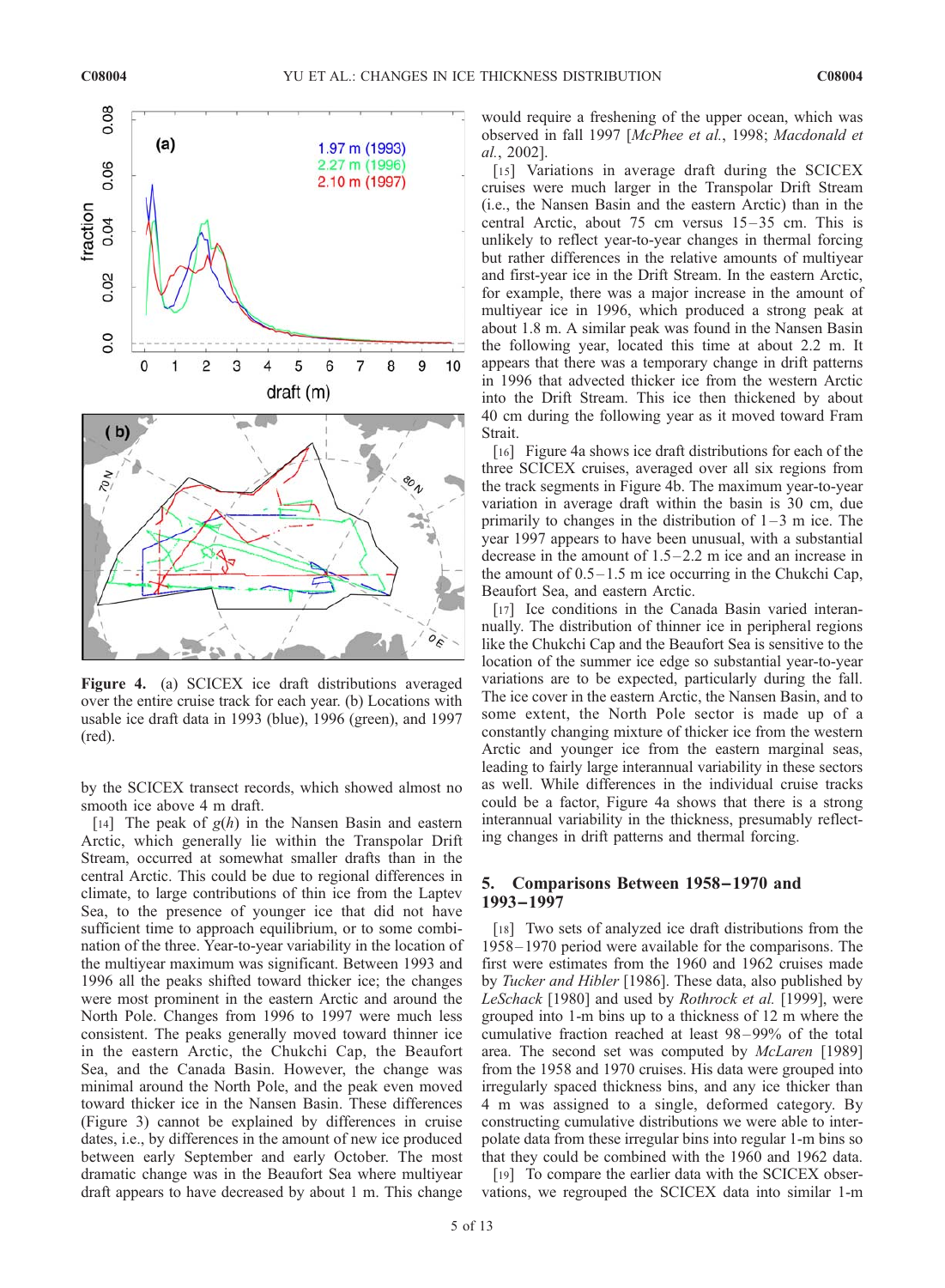Figure 4. (a) SCICEX ice draft distributions averaged over the entire cruise track for each year. (b) Locations with usable ice draft data in 1993 (blue), 1996 (green), and 1997 (red).

by the SCICEX transect records, which showed almost no smooth ice above 4 m draft.

[14] The peak of $g(h)$ in the Nansen Basin and eastern Arctic, which generally lie within the Transpolar Drift Stream, occurred at somewhat smaller drafts than in the central Arctic. This could be due to regional differences in climate, to large contributions of thin ice from the Laptev Sea, to the presence of younger ice that did not have sufficient time to approach equilibrium, or to some combination of the three. Year-to-year variability in the location of the multiyear maximum was significant. Between 1993 and 1996 all the peaks shifted toward thicker ice; the changes were most prominent in the eastern Arctic and around the North Pole. Changes from 1996 to 1997 were much less consistent. The peaks generally moved toward thinner ice in the eastern Arctic, the Chukchi Cap, the Beaufort Sea, and the Canada Basin. However, the change was minimal around the North Pole, and the peak even moved toward thicker ice in the Nansen Basin. These differences (Figure 3) cannot be explained by differences in cruise dates, i.e., by differences in the amount of new ice produced between early September and early October. The most dramatic change was in the Beaufort Sea where multiyear draft appears to have decreased by about 1 m. This change would require a freshening of the upper ocean, which was observed in fall 1997 [*McPhee et al.*, 1998; *Macdonald et al.*, 2002].

[15] Variations in average draft during the SCICEX cruises were much larger in the Transpolar Drift Stream (i.e., the Nansen Basin and the eastern Arctic) than in the central Arctic, about 75 cm versus 15–35 cm. This is unlikely to reflect year-to-year changes in thermal forcing but rather differences in the relative amounts of multiyear and first-year ice in the Drift Stream. In the eastern Arctic, for example, there was a major increase in the amount of multiyear ice in 1996, which produced a strong peak at about 1.8 m. A similar peak was found in the Nansen Basin the following year, located this time at about 2.2 m. It appears that there was a temporary change in drift patterns in 1996 that advected thicker ice from the western Arctic into the Drift Stream. This ice then thickened by about 40 cm during the following year as it moved toward Fram Strait.

[16] Figure 4a shows ice draft distributions for each of the three SCICEX cruises, averaged over all six regions from the track segments in Figure 4b. The maximum year-to-year variation in average draft within the basin is 30 cm, due primarily to changes in the distribution of 1–3 m ice. The year 1997 appears to have been unusual, with a substantial decrease in the amount of 1.5–2.2 m ice and an increase in the amount of 0.5–1.5 m ice occurring in the Chukchi Cap, Beaufort Sea, and eastern Arctic.

[17] Ice conditions in the Canada Basin varied interannually. The distribution of thinner ice in peripheral regions like the Chukchi Cap and the Beaufort Sea is sensitive to the location of the summer ice edge so substantial year-to-year variations are to be expected, particularly during the fall. The ice cover in the eastern Arctic, the Nansen Basin, and to some extent, the North Pole sector is made up of a constantly changing mixture of thicker ice from the western Arctic and younger ice from the eastern marginal seas, leading to fairly large interannual variability in these sectors as well. While differences in the individual cruise tracks could be a factor, Figure 4a shows that there is a strong interannual variability in the thickness, presumably reflecting changes in drift patterns and thermal forcing.

## 5. Comparisons Between 1958–1970 and 1993–1997

[18] Two sets of analyzed ice draft distributions from the 1958–1970 period were available for the comparisons. The first were estimates from the 1960 and 1962 cruises made by *Tucker and Hibler* [1986]. These data, also published by *LeSchack* [1980] and used by *Rothrock et al.* [1999], were grouped into 1-m bins up to a thickness of 12 m where the cumulative fraction reached at least 98–99% of the total area. The second set was computed by *McLaren* [1989] from the 1958 and 1970 cruises. His data were grouped into irregularly spaced thickness bins, and any ice thicker than 4 m was assigned to a single, deformed category. By constructing cumulative distributions we were able to interpolate data from these irregular bins into regular 1-m bins so that they could be combined with the 1960 and 1962 data.

[19] To compare the earlier data with the SCICEX observations, we regrouped the SCICEX data into similar 1-m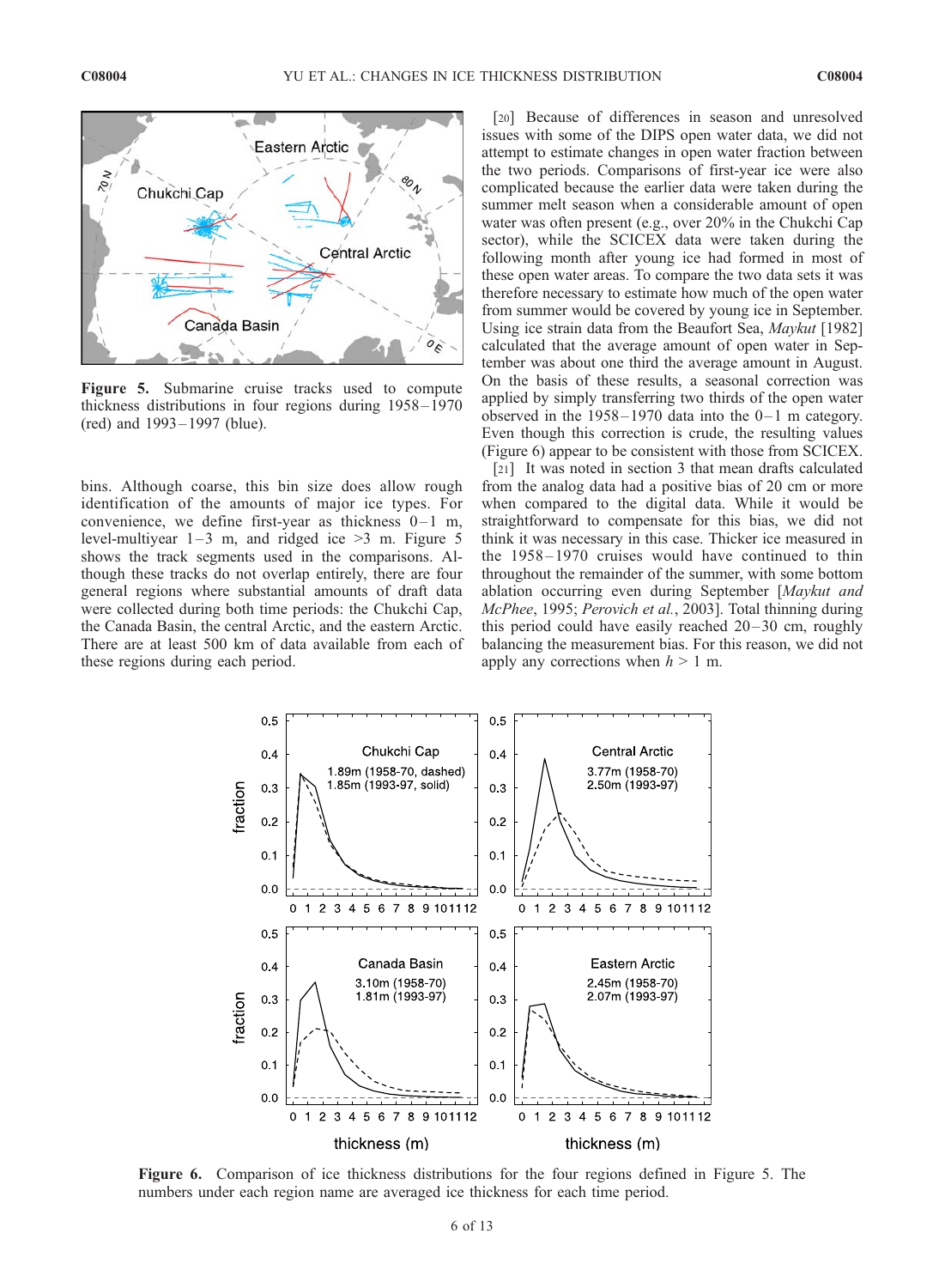Figure 5. Submarine cruise tracks used to compute thickness distributions in four regions during 1958–1970 (red) and 1993–1997 (blue).

bins. Although coarse, this bin size does allow rough identification of the amounts of major ice types. For convenience, we define first-year as thickness 0–1 m, level-multiyear 1–3 m, and ridged ice >3 m. Figure 5 shows the track segments used in the comparisons. Although these tracks do not overlap entirely, there are four general regions where substantial amounts of draft data were collected during both time periods: the Chukchi Cap, the Canada Basin, the central Arctic, and the eastern Arctic. There are at least 500 km of data available from each of these regions during each period.

[20] Because of differences in season and unresolved issues with some of the DIPS open water data, we did not attempt to estimate changes in open water fraction between the two periods. Comparisons of first-year ice were also complicated because the earlier data were taken during the summer melt season when a considerable amount of open water was often present (e.g., over 20% in the Chukchi Cap sector), while the SCIEX data were taken during the following month after young ice had formed in most of these open water areas. To compare the two data sets it was therefore necessary to estimate how much of the open water from summer would be covered by young ice in September. Using ice strain data from the Beaufort Sea, *Maykut* [1982] calculated that the average amount of open water in September was about one third the average amount in August. On the basis of these results, a seasonal correction was applied by simply transferring two thirds of the open water observed in the 1958–1970 data into the 0–1 m category. Even though this correction is crude, the resulting values (Figure 6) appear to be consistent with those from SCICEX.

[21] It was noted in section 3 that mean drafts calculated from the analog data had a positive bias of 20 cm or more when compared to the digital data. While it would be straightforward to compensate for this bias, we did not think it was necessary in this case. Thicker ice measured in the 1958–1970 cruises would have continued to thin throughout the remainder of the summer, with some bottom ablation occurring even during September [*Maykut and McPhee*, 1995; *Perovich et al.*, 2003]. Total thinning during this period could have easily reached 20–30 cm, roughly balancing the measurement bias. For this reason, we did not apply any corrections when $h > 1$ m.

Figure 6. Comparison of ice thickness distributions for the four regions defined in Figure 5. The numbers under each region name are averaged ice thickness for each time period.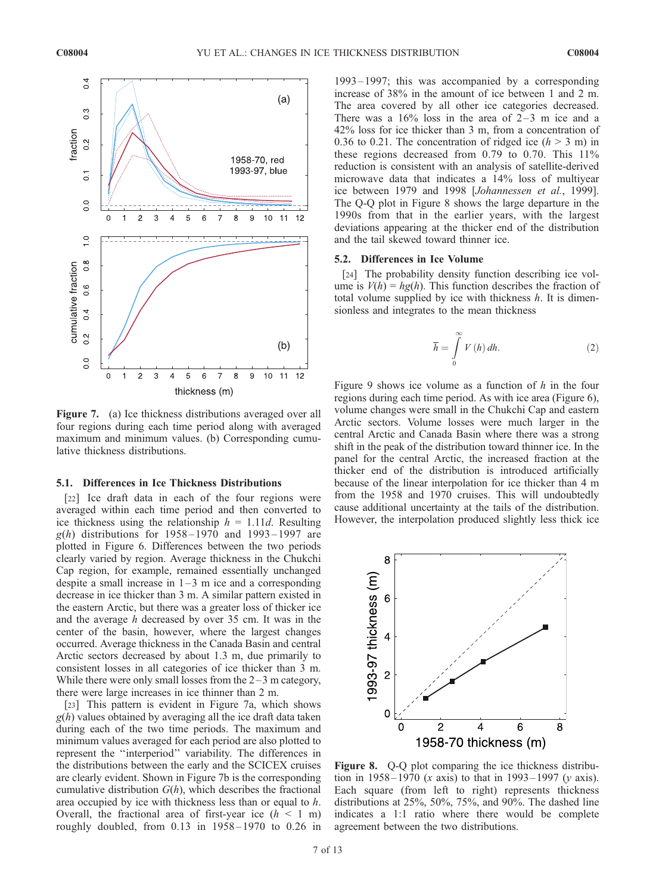Figure 7. (a) Ice thickness distributions averaged over all four regions during each time period along with averaged maximum and minimum values. (b) Corresponding cumulative thickness distributions.

### 5.1. Differences in Ice Thickness Distributions

[22] Ice draft data in each of the four regions were averaged within each time period and then converted to ice thickness using the relationship $h = 1.11d$. Resulting $g(h)$ distributions for 1958–1970 and 1993–1997 are plotted in Figure 6. Differences between the two periods clearly varied by region. Average thickness in the Chukchi Cap region, for example, remained essentially unchanged despite a small increase in 1–3 m ice and a corresponding decrease in ice thicker than 3 m. A similar pattern existed in the eastern Arctic, but there was a greater loss of thicker ice and the average $h$ decreased by over 35 cm. It was in the center of the basin, however, where the largest changes occurred. Average thickness in the Canada Basin and central Arctic sectors decreased by about 1.3 m, due primarily to consistent losses in all categories of ice thicker than 3 m. While there were only small losses from the 2–3 m category, there were large increases in ice thinner than 2 m.

[23] This pattern is evident in Figure 7a, which shows $g(h)$ values obtained by averaging all the ice draft data taken during each of the two time periods. The maximum and minimum values averaged for each period are also plotted to represent the "interperiod" variability. The differences in the distributions between the early and the SCICEX cruises are clearly evident. Shown in Figure 7b is the corresponding cumulative distribution $G(h)$, which describes the fractional area occupied by ice with thickness less than or equal to $h$. Overall, the fractional area of first-year ice ($h < 1$ m) roughly doubled, from 0.13 in 1958–1970 to 0.26 in 1993–1997; this was accompanied by a corresponding increase of 38% in the amount of ice between 1 and 2 m. The area covered by all other ice categories decreased. There was a 16% loss in the area of 2–3 m ice and a 42% loss for ice thicker than 3 m, from a concentration of 0.36 to 0.21. The concentration of ridged ice ($h > 3$ m) in these regions decreased from 0.79 to 0.70. This 11% reduction is consistent with an analysis of satellite-derived microwave data that indicates a 14% loss of multiyear ice between 1979 and 1998 [*Johannessen et al.*, 1999]. The Q-Q plot in Figure 8 shows the large departure in the 1990s from that in the earlier years, with the largest deviations appearing at the thicker end of the distribution and the tail skewed toward thinner ice.

### 5.2. Differences in Ice Volume

[24] The probability density function describing ice volume is $V(h) = hg(h)$. This function describes the fraction of total volume supplied by ice with thickness $h$. It is dimensionless and integrates to the mean thickness

$$\bar{h} = \int_0^\infty V(h)\,dh. \tag{2}$$

Figure 9 shows ice volume as a function of $h$ in the four regions during each time period. As with ice area (Figure 6), volume changes were small in the Chukchi Cap and eastern Arctic sectors. Volume losses were much larger in the central Arctic and Canada Basin where there was a strong shift in the peak of the distribution toward thinner ice. In the panel for the central Arctic, the increased fraction at the thicker end of the distribution is introduced artificially because of the linear interpolation for ice thicker than 4 m from the 1958 and 1970 cruises. This will undoubtedly cause additional uncertainty at the tails of the distribution. However, the interpolation produced slightly less thick ice

Figure 8. Q-Q plot comparing the ice thickness distribution in 1958–1970 ($x$ axis) to that in 1993–1997 ($y$ axis). Each square (from left to right) represents thickness distributions at 25%, 50%, 75%, and 90%. The dashed line indicates a 1:1 ratio where there would be complete agreement between the two distributions.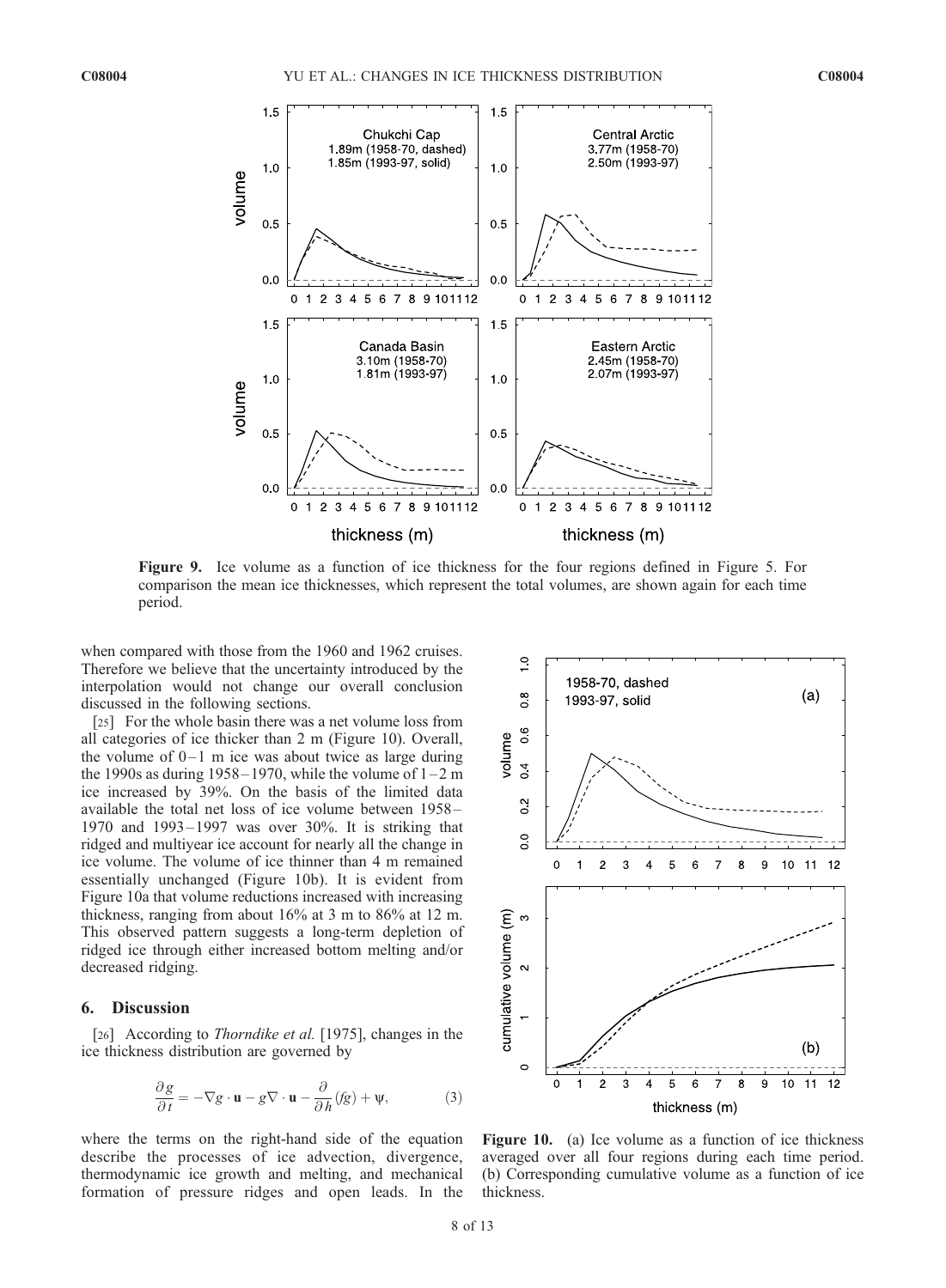Figure 9. Ice volume as a function of ice thickness for the four regions defined in Figure 5. For comparison the mean ice thicknesses, which represent the total volumes, are shown again for each time period.

when compared with those from the 1960 and 1962 cruises. Therefore we believe that the uncertainty introduced by the interpolation would not change our overall conclusion discussed in the following sections.

[25] For the whole basin there was a net volume loss from all categories of ice thicker than 2 m (Figure 10). Overall, the volume of 0–1 m ice was about twice as large during the 1990s as during 1958–1970, while the volume of 1–2 m ice increased by 39%. On the basis of the limited data available the total net loss of ice volume between 1958–1970 and 1993–1997 was over 30%. It is striking that ridged and multiyear ice account for nearly all the change in ice volume. The volume of ice thinner than 4 m remained essentially unchanged (Figure 10b). It is evident from Figure 10a that volume reductions increased with increasing thickness, ranging from about 16% at 3 m to 86% at 12 m. This observed pattern suggests a long-term depletion of ridged ice through either increased bottom melting and/or decreased ridging.

## 6. Discussion

[26] According to *Thorndike et al.* [1975], changes in the ice thickness distribution are governed by

$$\frac{\partial g}{\partial t} = -\nabla g \cdot \mathbf{u} - g\nabla \cdot \mathbf{u} - \frac{\partial}{\partial h}(fg) + \psi, \tag{3}$$

where the terms on the right-hand side of the equation describe the processes of ice advection, divergence, thermodynamic ice growth and melting, and mechanical formation of pressure ridges and open leads. In the

Figure 10. (a) Ice volume as a function of ice thickness averaged over all four regions during each time period. (b) Corresponding cumulative volume as a function of ice thickness.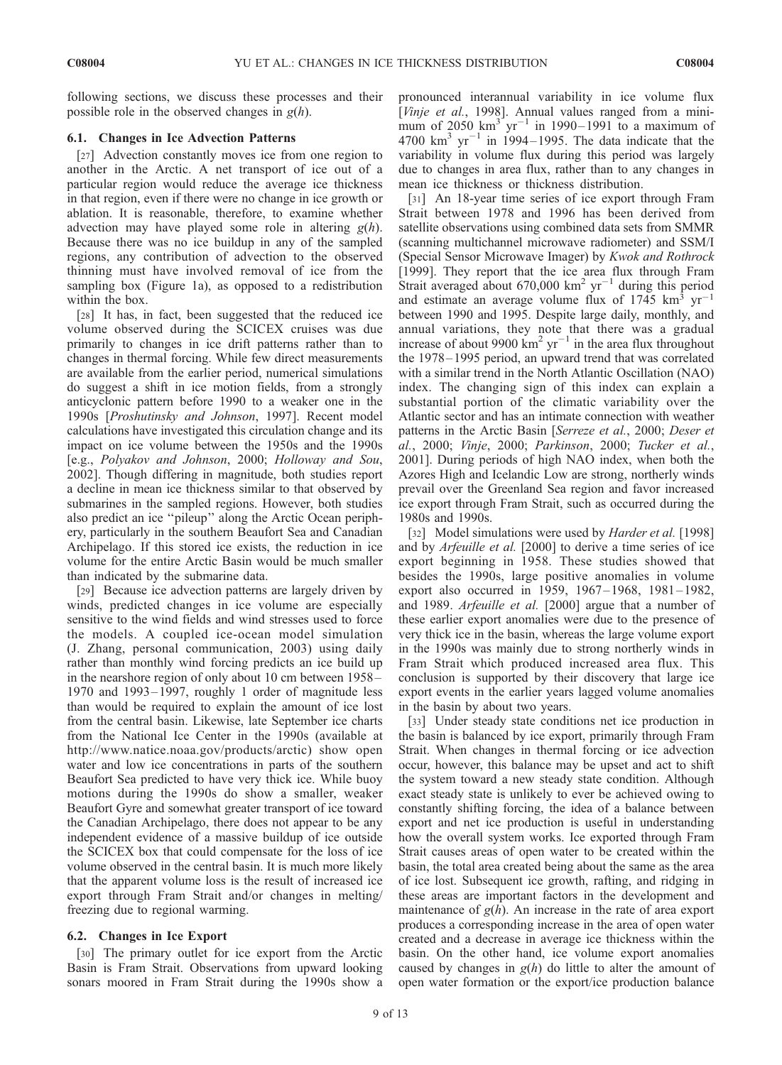following sections, we discuss these processes and their possible role in the observed changes in $g(h)$.

### 6.1. Changes in Ice Advection Patterns

[27] Advection constantly moves ice from one region to another in the Arctic. A net transport of ice out of a particular region would reduce the average ice thickness in that region, even if there were no change in ice growth or ablation. It is reasonable, therefore, to examine whether advection may have played some role in altering $g(h)$. Because there was no ice buildup in any of the sampled regions, any contribution of advection to the observed thinning must have involved removal of ice from the sampling box (Figure 1a), as opposed to a redistribution within the box.

[28] It has, in fact, been suggested that the reduced ice volume observed during the SCICEX cruises was due primarily to changes in ice drift patterns rather than to changes in thermal forcing. While few direct measurements are available from the earlier period, numerical simulations do suggest a shift in ice motion fields, from a strongly anticyclonic pattern before 1990 to a weaker one in the 1990s [*Proshutinsky and Johnson*, 1997]. Recent model calculations have investigated this circulation change and its impact on ice volume between the 1950s and the 1990s [e.g., *Polyakov and Johnson*, 2000; *Holloway and Sou*, 2002]. Though differing in magnitude, both studies report a decline in mean ice thickness similar to that observed by submarines in the sampled regions. However, both studies also predict an ice "pileup" along the Arctic Ocean periphery, particularly in the southern Beaufort Sea and Canadian Archipelago. If this stored ice exists, the reduction in ice volume for the entire Arctic Basin would be much smaller than indicated by the submarine data.

[29] Because ice advection patterns are largely driven by winds, predicted changes in ice volume are especially sensitive to the wind fields and wind stresses used to force the models. A coupled ice-ocean model simulation (J. Zhang, personal communication, 2003) using daily rather than monthly wind forcing predicts an ice build up in the nearshore region of only about 10 cm between 1958–1970 and 1993–1997, roughly 1 order of magnitude less than would be required to explain the amount of ice lost from the central basin. Likewise, late September ice charts from the National Ice Center in the 1990s (available at http://www.natice.noaa.gov/products/arctic) show open water and low ice concentrations in parts of the southern Beaufort Sea predicted to have very thick ice. While buoy motions during the 1990s do show a smaller, weaker Beaufort Gyre and somewhat greater transport of ice toward the Canadian Archipelago, there does not appear to be any independent evidence of a massive buildup of ice outside the SCICEX box that could compensate for the loss of ice volume observed in the central basin. It is much more likely that the apparent volume loss is the result of increased ice export through Fram Strait and/or changes in melting/freezing due to regional warming.

### 6.2. Changes in Ice Export

[30] The primary outlet for ice export from the Arctic Basin is Fram Strait. Observations from upward looking sonars moored in Fram Strait during the 1990s show a pronounced interannual variability in ice volume flux [*Vinje et al.*, 1998]. Annual values ranged from a minimum of 2050 $km^3\ yr^{-1}$ in 1990–1991 to a maximum of 4700 $km^3\ yr^{-1}$ in 1994–1995. The data indicate that the variability in volume flux during this period was largely due to changes in area flux, rather than to any changes in mean ice thickness or thickness distribution.

[31] An 18-year time series of ice export through Fram Strait between 1978 and 1996 has been derived from satellite observations using combined data sets from SMMR (scanning multichannel microwave radiometer) and SSM/I (Special Sensor Microwave Imager) by *Kwok and Rothrock* [1999]. They report that the ice area flux through Fram Strait averaged about 670,000 $km^2\ yr^{-1}$ during this period and estimate an average volume flux of 1745 $km^3\ yr^{-1}$ between 1990 and 1995. Despite large daily, monthly, and annual variations, they note that there was a gradual increase of about 9900 $km^2\ yr^{-1}$ in the area flux throughout the 1978–1995 period, an upward trend that was correlated with a similar trend in the North Atlantic Oscillation (NAO) index. The changing sign of this index can explain a substantial portion of the climatic variability over the Atlantic sector and has an intimate connection with weather patterns in the Arctic Basin [*Serreze et al.*, 2000; *Deser et al.*, 2000; *Vinje*, 2000; *Parkinson*, 2000; *Tucker et al.*, 2001]. During periods of high NAO index, when both the Azores High and Icelandic Low are strong, northerly winds prevail over the Greenland Sea region and favor increased ice export through Fram Strait, such as occurred during the 1980s and 1990s.

[32] Model simulations were used by *Harder et al.* [1998] and by *Arfeuille et al.* [2000] to derive a time series of ice export beginning in 1958. These studies showed that besides the 1990s, large positive anomalies in volume export also occurred in 1959, 1967–1968, 1981–1982, and 1989. *Arfeuille et al.* [2000] argue that a number of these earlier export anomalies were due to the presence of very thick ice in the basin, whereas the large volume export in the 1990s was mainly due to strong northerly winds in Fram Strait which produced increased area flux. This conclusion is supported by their discovery that large ice export events in the earlier years lagged volume anomalies in the basin by about two years.

[33] Under steady state conditions net ice production in the basin is balanced by ice export, primarily through Fram Strait. When changes in thermal forcing or ice advection occur, however, this balance may be upset and act to shift the system toward a new steady state condition. Although exact steady state is unlikely to ever be achieved owing to constantly shifting forcing, the idea of a balance between export and net ice production is useful in understanding how the overall system works. Ice exported through Fram Strait causes areas of open water to be created within the basin, the total area created being about the same as the area of ice lost. Subsequent ice growth, rafting, and ridging in these areas are important factors in the development and maintenance of $g(h)$. An increase in the rate of area export produces a corresponding increase in the area of open water created and a decrease in average ice thickness within the basin. On the other hand, ice volume export anomalies caused by changes in $g(h)$ do little to alter the amount of open water formation or the export/ice production balance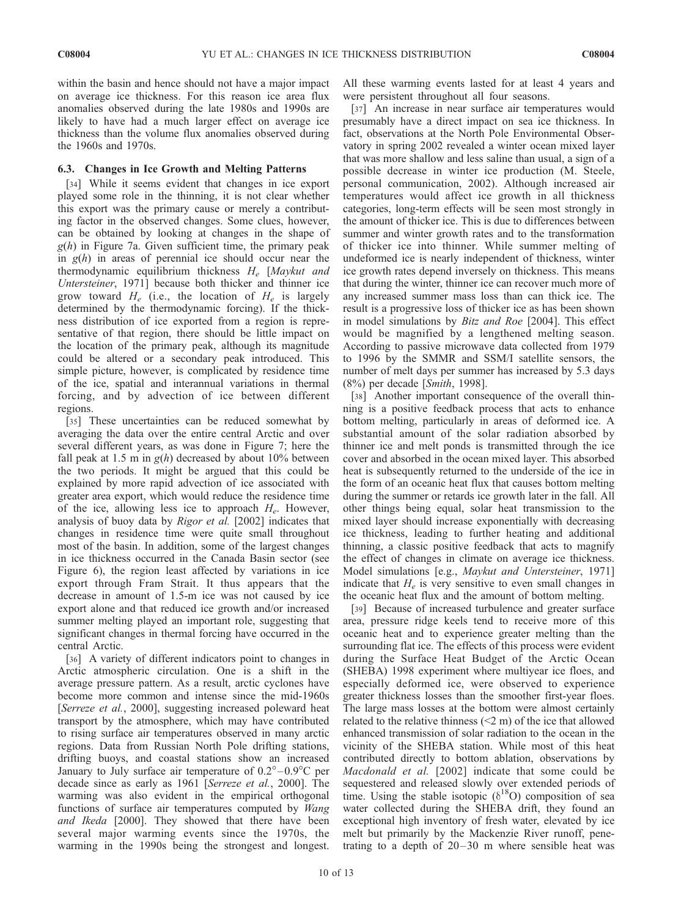within the basin and hence should not have a major impact on average ice thickness. For this reason ice area flux anomalies observed during the late 1980s and 1990s are likely to have had a much larger effect on average ice thickness than the volume flux anomalies observed during the 1960s and 1970s.

### 6.3. Changes in Ice Growth and Melting Patterns

[34] While it seems evident that changes in ice export played some role in the thinning, it is not clear whether this export was the primary cause or merely a contributing factor in the observed changes. Some clues, however, can be obtained by looking at changes in the shape of $g(h)$ in Figure 7a. Given sufficient time, the primary peak in $g(h)$ in areas of perennial ice should occur near the thermodynamic equilibrium thickness $H_e$ [*Maykut and Untersteiner*, 1971] because both thicker and thinner ice grow toward $H_e$ (i.e., the location of $H_e$ is largely determined by the thermodynamic forcing). If the thickness distribution of ice exported from a region is representative of that region, there should be little impact on the location of the primary peak, although its magnitude could be altered or a secondary peak introduced. This simple picture, however, is complicated by residence time of the ice, spatial and interannual variations in thermal forcing, and by advection of ice between different regions.

[35] These uncertainties can be reduced somewhat by averaging the data over the entire central Arctic and over several different years, as was done in Figure 7; here the fall peak at 1.5 m in $g(h)$ decreased by about 10% between the two periods. It might be argued that this could be explained by more rapid advection of ice associated with greater area export, which would reduce the residence time of the ice, allowing less ice to approach $H_e$. However, analysis of buoy data by *Rigor et al.* [2002] indicates that changes in residence time were quite small throughout most of the basin. In addition, some of the largest changes in ice thickness occurred in the Canada Basin sector (see Figure 6), the region least affected by variations in ice export through Fram Strait. It thus appears that the decrease in amount of 1.5-m ice was not caused by ice export alone and that reduced ice growth and/or increased summer melting played an important role, suggesting that significant changes in thermal forcing have occurred in the central Arctic.

[36] A variety of different indicators point to changes in Arctic atmospheric circulation. One is a shift in the average pressure pattern. As a result, arctic cyclones have become more common and intense since the mid-1960s [*Serreze et al.*, 2000], suggesting increased poleward heat transport by the atmosphere, which may have contributed to rising surface air temperatures observed in many arctic regions. Data from Russian North Pole drifting stations, drifting buoys, and coastal stations show an increased January to July surface air temperature of 0.2°–0.9°C per decade since as early as 1961 [*Serreze et al.*, 2000]. The warming was also evident in the empirical orthogonal functions of surface air temperatures computed by *Wang and Ikeda* [2000]. They showed that there have been several major warming events since the 1970s, the warming in the 1990s being the strongest and longest. All these warming events lasted for at least 4 years and were persistent throughout all four seasons.

[37] An increase in near surface air temperatures would presumably have a direct impact on sea ice thickness. In fact, observations at the North Pole Environmental Observatory in spring 2002 revealed a winter ocean mixed layer that was more shallow and less saline than usual, a sign of a possible decrease in winter ice production (M. Steele, personal communication, 2002). Although increased air temperatures would affect ice growth in all thickness categories, long-term effects will be seen most strongly in the amount of thicker ice. This is due to differences between summer and winter growth rates and to the transformation of thicker ice into thinner. While summer melting of undeformed ice is nearly independent of thickness, winter ice growth rates depend inversely on thickness. This means that during the winter, thinner ice can recover much more of any increased summer mass loss than can thick ice. The result is a progressive loss of thicker ice as has been shown in model simulations by *Bitz and Roe* [2004]. This effect would be magnified by a lengthened melting season. According to passive microwave data collected from 1979 to 1996 by the SMMR and SSM/I satellite sensors, the number of melt days per summer has increased by 5.3 days (8%) per decade [*Smith*, 1998].

[38] Another important consequence of the overall thinning is a positive feedback process that acts to enhance bottom melting, particularly in areas of deformed ice. A substantial amount of the solar radiation absorbed by thinner ice and melt ponds is transmitted through the ice cover and absorbed in the ocean mixed layer. This absorbed heat is subsequently returned to the underside of the ice in the form of an oceanic heat flux that causes bottom melting during the summer or retards ice growth later in the fall. All other things being equal, solar heat transmission to the mixed layer should increase exponentially with decreasing ice thickness, leading to further heating and additional thinning, a classic positive feedback that acts to magnify the effect of changes in climate on average ice thickness. Model simulations [e.g., *Maykut and Untersteiner*, 1971] indicate that $H_e$ is very sensitive to even small changes in the oceanic heat flux and the amount of bottom melting.

[39] Because of increased turbulence and greater surface area, pressure ridge keels tend to receive more of this oceanic heat and to experience greater melting than the surrounding flat ice. The effects of this process were evident during the Surface Heat Budget of the Arctic Ocean (SHEBA) 1998 experiment where multiyear ice floes, and especially deformed ice, were observed to experience greater thickness losses than the smoother first-year floes. The large mass losses at the bottom were almost certainly related to the relative thinness (<2 m) of the ice that allowed enhanced transmission of solar radiation to the ocean in the vicinity of the SHEBA station. While most of this heat contributed directly to bottom ablation, observations by *Macdonald et al.* [2002] indicate that some could be sequestered and released slowly over extended periods of time. Using the stable isotopic ($\delta^{18}O$) composition of sea water collected during the SHEBA drift, they found an exceptional high inventory of fresh water, elevated by ice melt but primarily by the Mackenzie River runoff, penetrating to a depth of 20–30 m where sensible heat was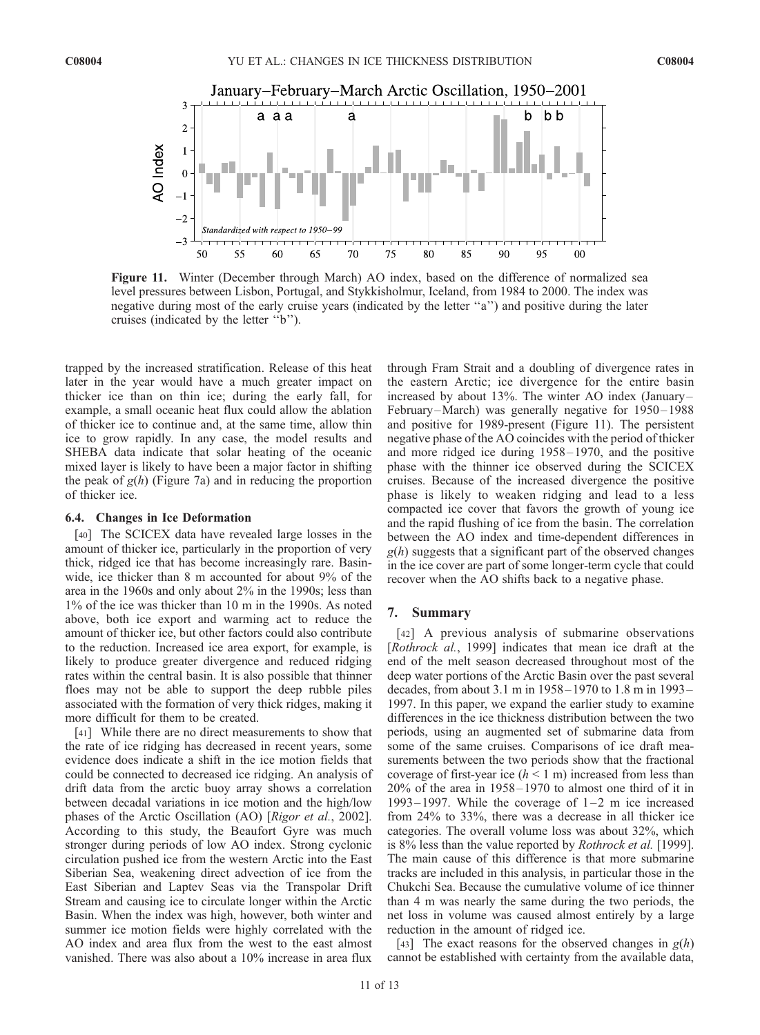**Figure 11.** Winter (December through March) AO index, based on the difference of normalized sea level pressures between Lisbon, Portugal, and Stykkisholmur, Iceland, from 1984 to 2000. The index was negative during most of the early cruise years (indicated by the letter "a") and positive during the later cruises (indicated by the letter "b").

trapped by the increased stratification. Release of this heat later in the year would have a much greater impact on thicker ice than on thin ice; during the early fall, for example, a small oceanic heat flux could allow the ablation of thicker ice to continue and, at the same time, allow thin ice to grow rapidly. In any case, the model results and SHEBA data indicate that solar heating of the oceanic mixed layer is likely to have been a major factor in shifting the peak of $g(h)$ (Figure 7a) and in reducing the proportion of thicker ice.

### 6.4. Changes in Ice Deformation

[40] The SCICEX data have revealed large losses in the amount of thicker ice, particularly in the proportion of very thick, ridged ice that has become increasingly rare. Basin-wide, ice thicker than 8 m accounted for about 9% of the area in the 1960s and only about 2% in the 1990s; less than 1% of the ice was thicker than 10 m in the 1990s. As noted above, both ice export and warming act to reduce the amount of thicker ice, but other factors could also contribute to the reduction. Increased ice area export, for example, is likely to produce greater divergence and reduced ridging rates within the central basin. It is also possible that thinner floes may not be able to support the deep rubble piles associated with the formation of very thick ridges, making it more difficult for them to be created.

[41] While there are no direct measurements to show that the rate of ice ridging has decreased in recent years, some evidence does indicate a shift in the ice motion fields that could be connected to decreased ice ridging. An analysis of drift data from the arctic buoy array shows a correlation between decadal variations in ice motion and the high/low phases of the Arctic Oscillation (AO) [*Rigor et al.*, 2002]. According to this study, the Beaufort Gyre was much stronger during periods of low AO index. Strong cyclonic circulation pushed ice from the western Arctic into the East Siberian Sea, weakening direct advection of ice from the East Siberian and Laptev Seas via the Transpolar Drift Stream and causing ice to circulate longer within the Arctic Basin. When the index was high, however, both winter and summer ice motion fields were highly correlated with the AO index and area flux from the west to the east almost vanished. There was also about a 10% increase in area flux through Fram Strait and a doubling of divergence rates in the eastern Arctic; ice divergence for the entire basin increased by about 13%. The winter AO index (January–February–March) was generally negative for 1950–1988 and positive for 1989-present (Figure 11). The persistent negative phase of the AO coincides with the period of thicker and more ridged ice during 1958–1970, and the positive phase with the thinner ice observed during the SCICEX cruises. Because of the increased divergence the positive phase is likely to weaken ridging and lead to a less compacted ice cover that favors the growth of young ice and the rapid flushing of ice from the basin. The correlation between the AO index and time-dependent differences in $g(h)$ suggests that a significant part of the observed changes in the ice cover are part of some longer-term cycle that could recover when the AO shifts back to a negative phase.

## 7. Summary

[42] A previous analysis of submarine observations [*Rothrock al.*, 1999] indicates that mean ice draft at the end of the melt season decreased throughout most of the deep water portions of the Arctic Basin over the past several decades, from about 3.1 m in 1958–1970 to 1.8 m in 1993–1997. In this paper, we expand the earlier study to examine differences in the ice thickness distribution between the two periods, using an augmented set of submarine data from some of the same cruises. Comparisons of ice draft measurements between the two periods show that the fractional coverage of first-year ice ($h < 1$ m) increased from less than 20% of the area in 1958–1970 to almost one third of it in 1993–1997. While the coverage of 1–2 m ice increased from 24% to 33%, there was a decrease in all thicker ice categories. The overall volume loss was about 32%, which is 8% less than the value reported by *Rothrock et al.* [1999]. The main cause of this difference is that more submarine tracks are included in this analysis, in particular those in the Chukchi Sea. Because the cumulative volume of ice thinner than 4 m was nearly the same during the two periods, the net loss in volume was caused almost entirely by a large reduction in the amount of ridged ice.

[43] The exact reasons for the observed changes in $g(h)$ cannot be established with certainty from the available data,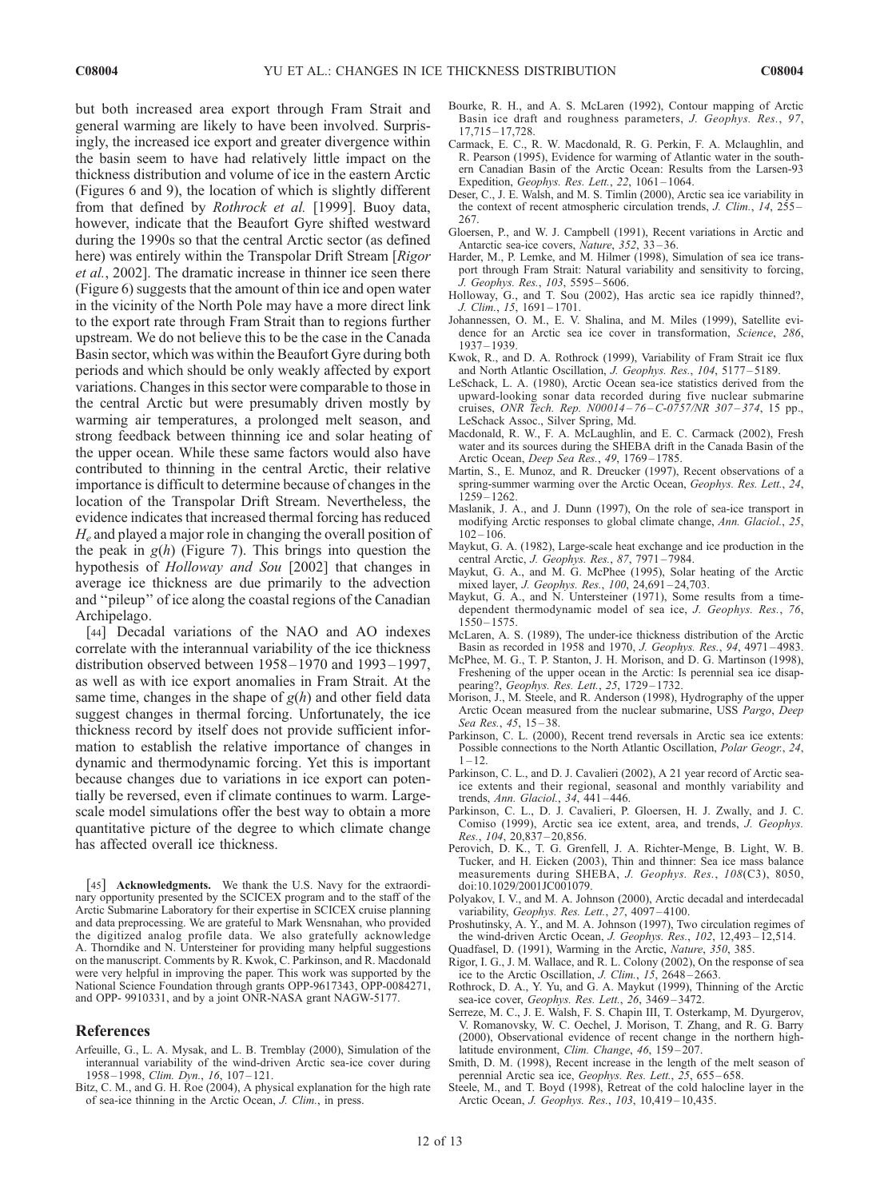but both increased area export through Fram Strait and general warming are likely to have been involved. Surprisingly, the increased ice export and greater divergence within the basin seem to have had relatively little impact on the thickness distribution and volume of ice in the eastern Arctic (Figures 6 and 9), the location of which is slightly different from that defined by *Rothrock et al.* [1999]. Buoy data, however, indicate that the Beaufort Gyre shifted westward during the 1990s so that the central Arctic sector (as defined here) was entirely within the Transpolar Drift Stream [*Rigor et al.*, 2002]. The dramatic increase in thinner ice seen there (Figure 6) suggests that the amount of thin ice and open water in the vicinity of the North Pole may have a more direct link to the export rate through Fram Strait than to regions further upstream. We do not believe this to be the case in the Canada Basin sector, which was within the Beaufort Gyre during both periods and which should be only weakly affected by export variations. Changes in this sector were comparable to those in the central Arctic but were presumably driven mostly by warming air temperatures, a prolonged melt season, and strong feedback between thinning ice and solar heating of the upper ocean. While these same factors would also have contributed to thinning in the central Arctic, their relative importance is difficult to determine because of changes in the location of the Transpolar Drift Stream. Nevertheless, the evidence indicates that increased thermal forcing has reduced $H_e$ and played a major role in changing the overall position of the peak in $g(h)$ (Figure 7). This brings into question the hypothesis of *Holloway and Sou* [2002] that changes in average ice thickness are due primarily to the advection and "pileup" of ice along the coastal regions of the Canadian Archipelago.

[44] Decadal variations of the NAO and AO indexes correlate with the interannual variability of the ice thickness distribution observed between 1958–1970 and 1993–1997, as well as with ice export anomalies in Fram Strait. At the same time, changes in the shape of $g(h)$ and other field data suggest changes in thermal forcing. Unfortunately, the ice thickness record by itself does not provide sufficient information to establish the relative importance of changes in dynamic and thermodynamic forcing. Yet this is important because changes due to variations in ice export can potentially be reversed, even if climate continues to warm. Large-scale model simulations offer the best way to obtain a more quantitative picture of the degree to which climate change has affected overall ice thickness.

[45] **Acknowledgments.** We thank the U.S. Navy for the extraordinary opportunity presented by the SCICEX program and to the staff of the Arctic Submarine Laboratory for their expertise in SCICEX cruise planning and data preprocessing. We are grateful to Mark Wensnahan, who provided the digitized analog profile data. We also gratefully acknowledge A. Thorndike and N. Untersteiner for providing many helpful suggestions on the manuscript. Comments by R. Kwok, C. Parkinson, and R. Macdonald were very helpful in improving the paper. This work was supported by the National Science Foundation through grants OPP-9617343, OPP-0084271, and OPP- 9910331, and by a joint ONR-NASA grant NAGW-5177.

## References

Arfeuille, G., L. A. Mysak, and L. B. Tremblay (2000), Simulation of the interannual variability of the wind-driven Arctic sea-ice cover during 1958–1998, *Clim. Dyn.*, *16*, 107–121.

Bitz, C. M., and G. H. Roe (2004), A physical explanation for the high rate of sea-ice thinning in the Arctic Ocean, *J. Clim.*, in press.

Bourke, R. H., and A. S. McLaren (1992), Contour mapping of Arctic Basin ice draft and roughness parameters, *J. Geophys. Res.*, *97*, 17,715–17,728.

Carmack, E. C., R. W. Macdonald, R. G. Perkin, F. A. Mclaughlin, and R. Pearson (1995), Evidence for warming of Atlantic water in the southern Canadian Basin of the Arctic Ocean: Results from the Larsen-93 Expedition, *Geophys. Res. Lett.*, *22*, 1061–1064.

Deser, C., J. E. Walsh, and M. S. Timlin (2000), Arctic sea ice variability in the context of recent atmospheric circulation trends, *J. Clim.*, *14*, 255–267.

Gloersen, P., and W. J. Campbell (1991), Recent variations in Arctic and Antarctic sea-ice covers, *Nature*, *352*, 33–36.

Harder, M., P. Lemke, and M. Hilmer (1998), Simulation of sea ice transport through Fram Strait: Natural variability and sensitivity to forcing, *J. Geophys. Res.*, *103*, 5595–5606.

Holloway, G., and T. Sou (2002), Has arctic sea ice rapidly thinned?, *J. Clim.*, *15*, 1691–1701.

Johannessen, O. M., E. V. Shalina, and M. Miles (1999), Satellite evidence for an Arctic sea ice cover in transformation, *Science*, *286*, 1937–1939.

Kwok, R., and D. A. Rothrock (1999), Variability of Fram Strait ice flux and North Atlantic Oscillation, *J. Geophys. Res.*, *104*, 5177–5189.

LeSchack, L. A. (1980), Arctic Ocean sea-ice statistics derived from the upward-looking sonar data recorded during five nuclear submarine cruises, *ONR Tech. Rep. N00014–76–C-0757/NR 307–374*, 15 pp., LeSchack Assoc., Silver Spring, Md.

Macdonald, R. W., F. A. McLaughlin, and E. C. Carmack (2002), Fresh water and its sources during the SHEBA drift in the Canada Basin of the Arctic Ocean, *Deep Sea Res.*, *49*, 1769–1785.

Martin, S., E. Munoz, and R. Dreucker (1997), Recent observations of a spring-summer warming over the Arctic Ocean, *Geophys. Res. Lett.*, *24*, 1259–1262.

Maslanik, J. A., and J. Dunn (1997), On the role of sea-ice transport in modifying Arctic responses to global climate change, *Ann. Glaciol.*, *25*, 102–106.

Maykut, G. A. (1982), Large-scale heat exchange and ice production in the central Arctic, *J. Geophys. Res.*, *87*, 7971–7984.

Maykut, G. A., and M. G. McPhee (1995), Solar heating of the Arctic mixed layer, *J. Geophys. Res.*, *100*, 24,691–24,703.

Maykut, G. A., and N. Untersteiner (1971), Some results from a time-dependent thermodynamic model of sea ice, *J. Geophys. Res.*, *76*, 1550–1575.

McLaren, A. S. (1989), The under-ice thickness distribution of the Arctic Basin as recorded in 1958 and 1970, *J. Geophys. Res.*, *94*, 4971–4983.

McPhee, M. G., T. P. Stanton, J. H. Morison, and D. G. Martinson (1998), Freshening of the upper ocean in the Arctic: Is perennial sea ice disappearing?, *Geophys. Res. Lett.*, *25*, 1729–1732.

Morison, J., M. J. Steele, and R. Anderson (1998), Hydrography of the upper Arctic Ocean measured from the nuclear submarine, USS *Pargo*, *Deep Sea Res.*, *45*, 15–38.

Parkinson, C. L. (2000), Recent trend reversals in Arctic sea ice extents: Possible connections to the North Atlantic Oscillation, *Polar Geogr.*, *24*, 1–12.

Parkinson, C. L., and D. J. Cavalieri (2002), A 21 year record of Arctic sea-ice extents and their regional, seasonal and monthly variability and trends, *Ann. Glaciol.*, *34*, 441–446.

Parkinson, C. L., D. J. Cavalieri, P. Gloersen, H. J. Zwally, and J. C. Comiso (1999), Arctic sea ice extent, area, and trends, *J. Geophys. Res.*, *104*, 20,837–20,856.

Perovich, D. K., T. G. Grenfell, J. A. Richter-Menge, B. Light, W. B. Tucker, and H. Eicken (2003), Thin and thinner: Sea ice mass balance measurements during SHEBA, *J. Geophys. Res.*, *108*(C3), 8050, doi:10.1029/2001JC001079.

Polyakov, I. V., and M. A. Johnson (2000), Arctic decadal and interdecadal variability, *Geophys. Res. Lett.*, *27*, 4097–4100.

Proshutinsky, A. Y., and M. A. Johnson (1997), Two circulation regimes of the wind-driven Arctic Ocean, *J. Geophys. Res.*, *102*, 12,493–12,514.

Quadfasel, D. (1991), Warming in the Arctic, *Nature*, *350*, 385.

Rigor, I. G., J. M. Wallace, and R. L. Colony (2002), On the response of sea ice to the Arctic Oscillation, *J. Clim.*, *15*, 2648–2663.

Rothrock, D. A., Y. Yu, and G. A. Maykut (1999), Thinning of the Arctic sea-ice cover, *Geophys. Res. Lett.*, *26*, 3469–3472.

Serreze, M. C., J. E. Walsh, F. S. Chapin III, T. Osterkamp, M. Dyurgerov, V. Romanovsky, W. C. Oechel, J. Morison, T. Zhang, and R. G. Barry (2000), Observational evidence of recent change in the northern high-latitude environment, *Clim. Change*, *46*, 159–207.

Smith, D. M. (1998), Recent increase in the length of the melt season of perennial Arctic sea ice, *Geophys. Res. Lett.*, *25*, 655–658.

Steele, M., and T. Boyd (1998), Retreat of the cold halocline layer in the Arctic Ocean, *J. Geophys. Res.*, *103*, 10,419–10,435.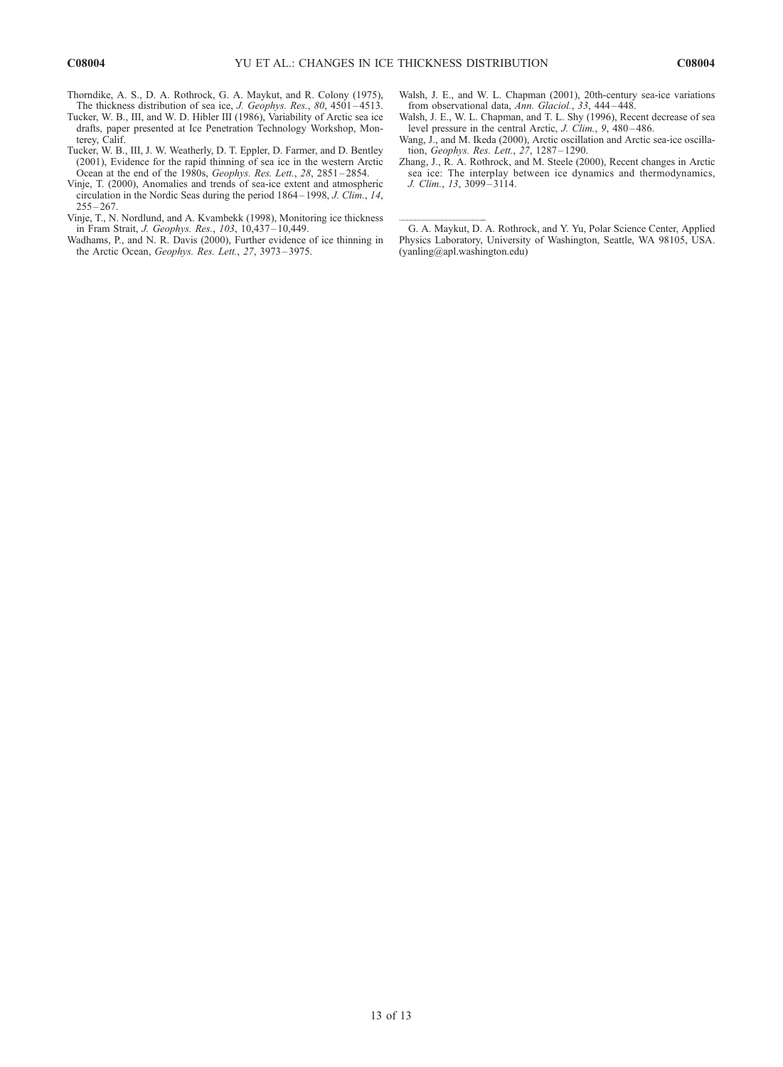Thorndike, A. S., D. A. Rothrock, G. A. Maykut, and R. Colony (1975), The thickness distribution of sea ice, *J. Geophys. Res.*, *80*, 4501–4513.

Tucker, W. B., III, and W. D. Hibler III (1986), Variability of Arctic sea ice drafts, paper presented at Ice Penetration Technology Workshop, Monterey, Calif.

Tucker, W. B., III, J. W. Weatherly, D. T. Eppler, D. Farmer, and D. Bentley (2001), Evidence for the rapid thinning of sea ice in the western Arctic Ocean at the end of the 1980s, *Geophys. Res. Lett.*, *28*, 2851–2854.

Vinje, T. (2000), Anomalies and trends of sea-ice extent and atmospheric circulation in the Nordic Seas during the period 1864–1998, *J. Clim.*, *14*, 255–267.

Vinje, T., N. Nordlund, and A. Kvambekk (1998), Monitoring ice thickness in Fram Strait, *J. Geophys. Res.*, *103*, 10,437–10,449.

Wadhams, P., and N. R. Davis (2000), Further evidence of ice thinning in the Arctic Ocean, *Geophys. Res. Lett.*, *27*, 3973–3975.

Walsh, J. E., and W. L. Chapman (2001), 20th-century sea-ice variations from observational data, *Ann. Glaciol.*, *33*, 444–448.

Walsh, J. E., W. L. Chapman, and T. L. Shy (1996), Recent decrease of sea level pressure in the central Arctic, *J. Clim.*, *9*, 480–486.

Wang, J., and M. Ikeda (2000), Arctic oscillation and Arctic sea-ice oscillation, *Geophys. Res. Lett.*, *27*, 1287–1290.

Zhang, J., R. A. Rothrock, and M. Steele (2000), Recent changes in Arctic sea ice: The interplay between ice dynamics and thermodynamics, *J. Clim.*, *13*, 3099–3114.

---

G. A. Maykut, D. A. Rothrock, and Y. Yu, Polar Science Center, Applied Physics Laboratory, University of Washington, Seattle, WA 98105, USA. (yanling@apl.washington.edu)